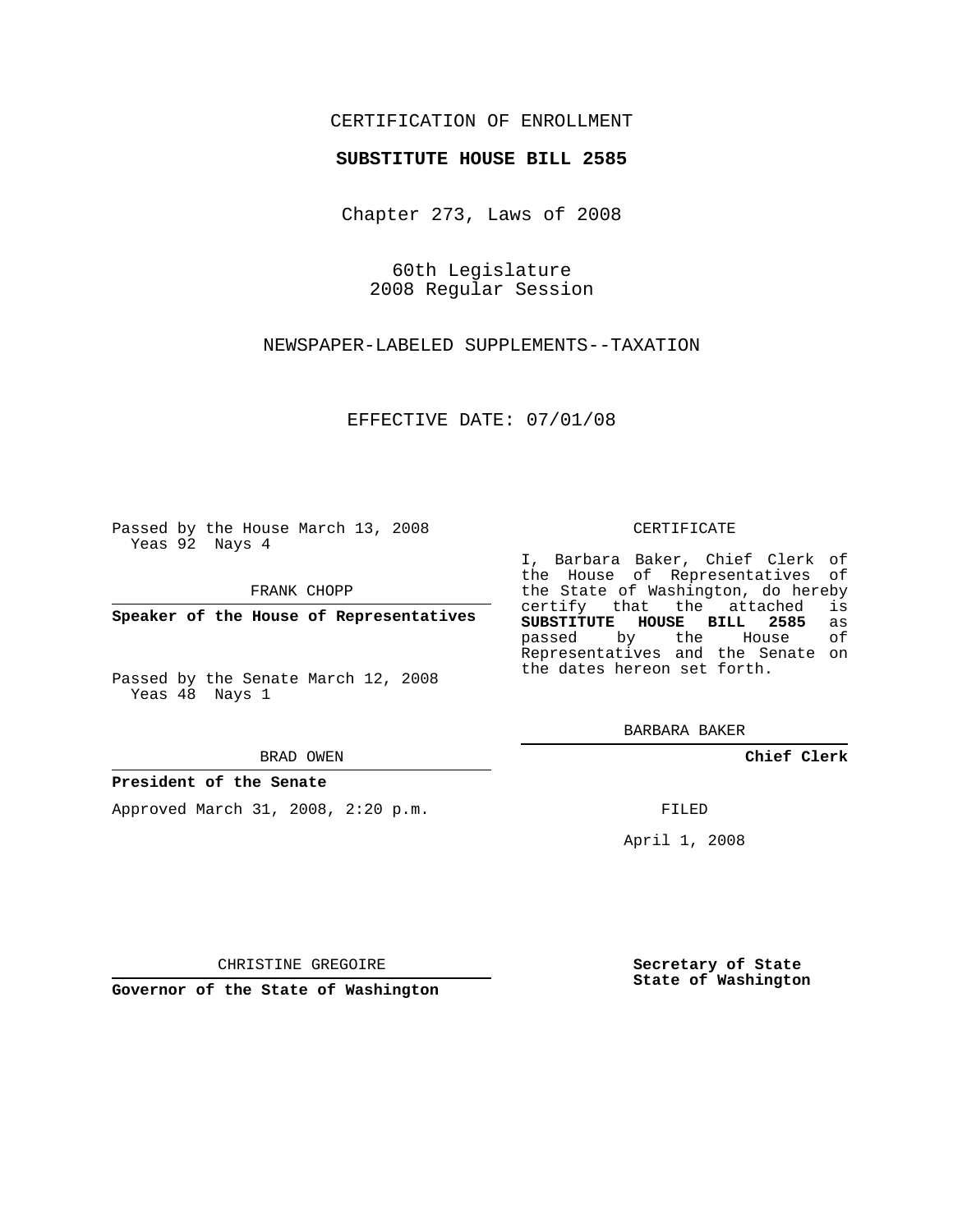CERTIFICATION OF ENROLLMENT

**SUBSTITUTE HOUSE BILL 2585**

Chapter 273, Laws of 2008

60th Legislature
2008 Regular Session

NEWSPAPER-LABELED SUPPLEMENTS--TAXATION

EFFECTIVE DATE: 07/01/08

Passed by the House March 13, 2008
Yeas 92 Nays 4

FRANK CHOPP

**Speaker of the House of Representatives**

Passed by the Senate March 12, 2008
Yeas 48 Nays 1

BRAD OWEN

**President of the Senate**

Approved March 31, 2008, 2:20 p.m.

CHRISTINE GREGOIRE

**Governor of the State of Washington**

CERTIFICATE

I, Barbara Baker, Chief Clerk of the House of Representatives of the State of Washington, do hereby certify that the attached is **SUBSTITUTE HOUSE BILL 2585** as passed by the House of Representatives and the Senate on the dates hereon set forth.

BARBARA BAKER

**Chief Clerk**

FILED

April 1, 2008

**Secretary of State**
**State of Washington**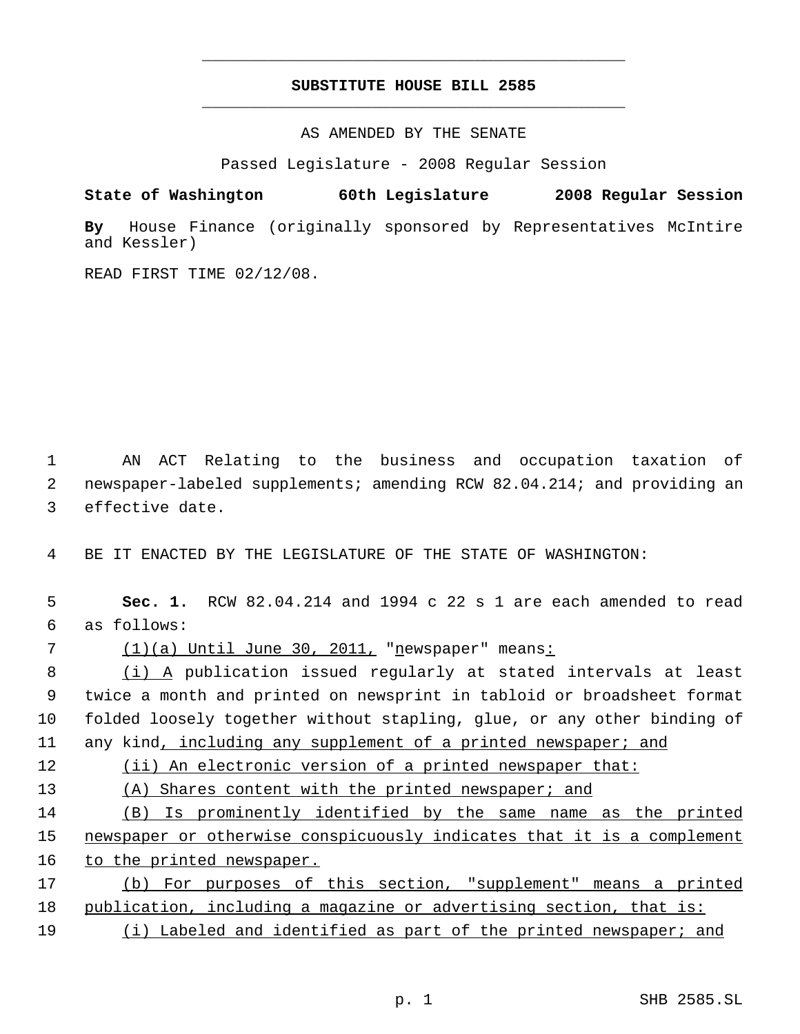# SUBSTITUTE HOUSE BILL 2585

AS AMENDED BY THE SENATE

Passed Legislature - 2008 Regular Session

**State of Washington 60th Legislature 2008 Regular Session**

**By** House Finance (originally sponsored by Representatives McIntire and Kessler)

READ FIRST TIME 02/12/08.

1 AN ACT Relating to the business and occupation taxation of
2 newspaper-labeled supplements; amending RCW 82.04.214; and providing an
3 effective date.

4 BE IT ENACTED BY THE LEGISLATURE OF THE STATE OF WASHINGTON:

5 **Sec. 1.** RCW 82.04.214 and 1994 c 22 s 1 are each amended to read
6 as follows:

7 (1)(a) Until June 30, 2011, "newspaper" means:

8 (i) A publication issued regularly at stated intervals at least
9 twice a month and printed on newsprint in tabloid or broadsheet format
10 folded loosely together without stapling, glue, or any other binding of
11 any kind, including any supplement of a printed newspaper; and

12 (ii) An electronic version of a printed newspaper that:

13 (A) Shares content with the printed newspaper; and

14 (B) Is prominently identified by the same name as the printed
15 newspaper or otherwise conspicuously indicates that it is a complement
16 to the printed newspaper.

17 (b) For purposes of this section, "supplement" means a printed
18 publication, including a magazine or advertising section, that is:

19 (i) Labeled and identified as part of the printed newspaper; and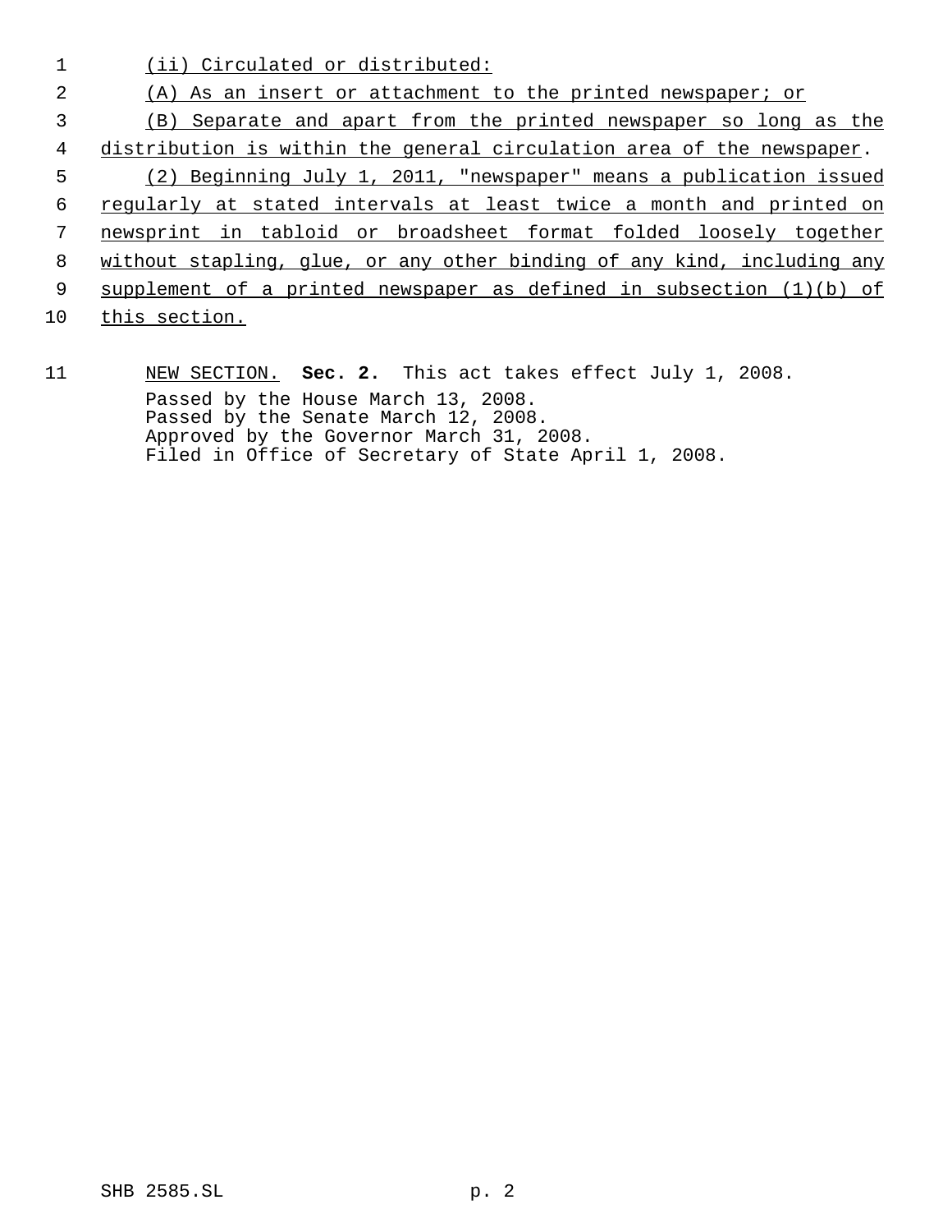(ii) Circulated or distributed:

(A) As an insert or attachment to the printed newspaper; or

(B) Separate and apart from the printed newspaper so long as the distribution is within the general circulation area of the newspaper.

(2) Beginning July 1, 2011, "newspaper" means a publication issued regularly at stated intervals at least twice a month and printed on newsprint in tabloid or broadsheet format folded loosely together without stapling, glue, or any other binding of any kind, including any supplement of a printed newspaper as defined in subsection (1)(b) of this section.

NEW SECTION. **Sec. 2.** This act takes effect July 1, 2008.

Passed by the House March 13, 2008.
Passed by the Senate March 12, 2008.
Approved by the Governor March 31, 2008.
Filed in Office of Secretary of State April 1, 2008.